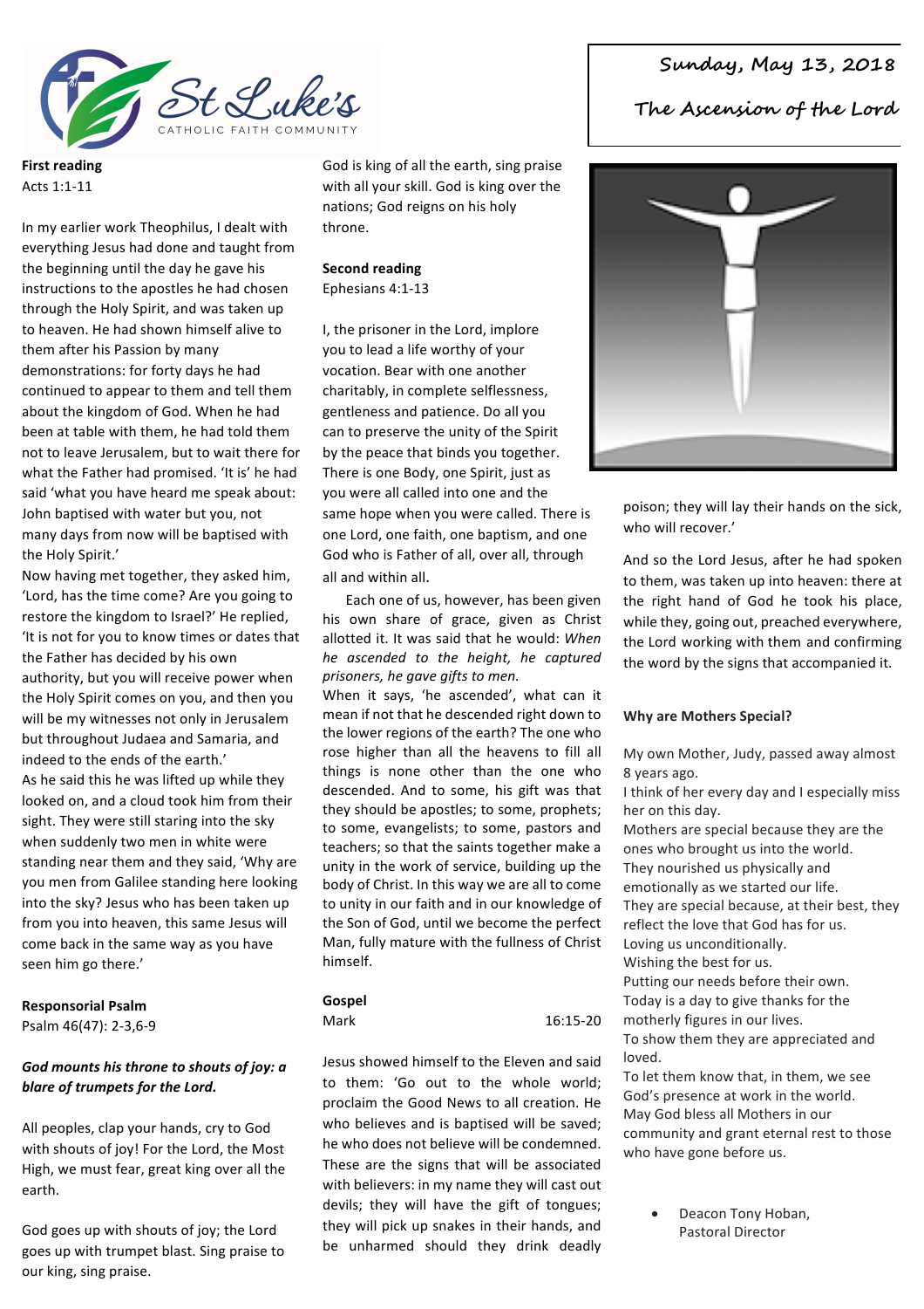St Luke's
CATHOLIC FAITH COMMUNITY

**Sunday, May 13, 2018**

**The Ascension of the Lord**

**First reading**
Acts 1:1-11

In my earlier work Theophilus, I dealt with everything Jesus had done and taught from the beginning until the day he gave his instructions to the apostles he had chosen through the Holy Spirit, and was taken up to heaven. He had shown himself alive to them after his Passion by many demonstrations: for forty days he had continued to appear to them and tell them about the kingdom of God. When he had been at table with them, he had told them not to leave Jerusalem, but to wait there for what the Father had promised. 'It is' he had said 'what you have heard me speak about: John baptised with water but you, not many days from now will be baptised with the Holy Spirit.'
Now having met together, they asked him, 'Lord, has the time come? Are you going to restore the kingdom to Israel?' He replied, 'It is not for you to know times or dates that the Father has decided by his own authority, but you will receive power when the Holy Spirit comes on you, and then you will be my witnesses not only in Jerusalem but throughout Judaea and Samaria, and indeed to the ends of the earth.'
As he said this he was lifted up while they looked on, and a cloud took him from their sight. They were still staring into the sky when suddenly two men in white were standing near them and they said, 'Why are you men from Galilee standing here looking into the sky? Jesus who has been taken up from you into heaven, this same Jesus will come back in the same way as you have seen him go there.'

**Responsorial Psalm**
Psalm 46(47): 2-3,6-9

***God mounts his throne to shouts of joy: a blare of trumpets for the Lord.***

All peoples, clap your hands, cry to God with shouts of joy! For the Lord, the Most High, we must fear, great king over all the earth.

God goes up with shouts of joy; the Lord goes up with trumpet blast. Sing praise to our king, sing praise.

God is king of all the earth, sing praise with all your skill. God is king over the nations; God reigns on his holy throne.

**Second reading**
Ephesians 4:1-13

I, the prisoner in the Lord, implore you to lead a life worthy of your vocation. Bear with one another charitably, in complete selflessness, gentleness and patience. Do all you can to preserve the unity of the Spirit by the peace that binds you together. There is one Body, one Spirit, just as you were all called into one and the same hope when you were called. There is one Lord, one faith, one baptism, and one God who is Father of all, over all, through all and within all.

Each one of us, however, has been given his own share of grace, given as Christ allotted it. It was said that he would: *When he ascended to the height, he captured prisoners, he gave gifts to men.*
When it says, 'he ascended', what can it mean if not that he descended right down to the lower regions of the earth? The one who rose higher than all the heavens to fill all things is none other than the one who descended. And to some, his gift was that they should be apostles; to some, prophets; to some, evangelists; to some, pastors and teachers; so that the saints together make a unity in the work of service, building up the body of Christ. In this way we are all to come to unity in our faith and in our knowledge of the Son of God, until we become the perfect Man, fully mature with the fullness of Christ himself.

**Gospel**
Mark 16:15-20

Jesus showed himself to the Eleven and said to them: 'Go out to the whole world; proclaim the Good News to all creation. He who believes and is baptised will be saved; he who does not believe will be condemned. These are the signs that will be associated with believers: in my name they will cast out devils; they will have the gift of tongues; they will pick up snakes in their hands, and be unharmed should they drink deadly poison; they will lay their hands on the sick, who will recover.'

And so the Lord Jesus, after he had spoken to them, was taken up into heaven: there at the right hand of God he took his place, while they, going out, preached everywhere, the Lord working with them and confirming the word by the signs that accompanied it.

**Why are Mothers Special?**

My own Mother, Judy, passed away almost 8 years ago.
I think of her every day and I especially miss her on this day.
Mothers are special because they are the ones who brought us into the world.
They nourished us physically and emotionally as we started our life.
They are special because, at their best, they reflect the love that God has for us.
Loving us unconditionally.
Wishing the best for us.
Putting our needs before their own.
Today is a day to give thanks for the motherly figures in our lives.
To show them they are appreciated and loved.
To let them know that, in them, we see God's presence at work in the world.
May God bless all Mothers in our community and grant eternal rest to those who have gone before us.

- Deacon Tony Hoban, Pastoral Director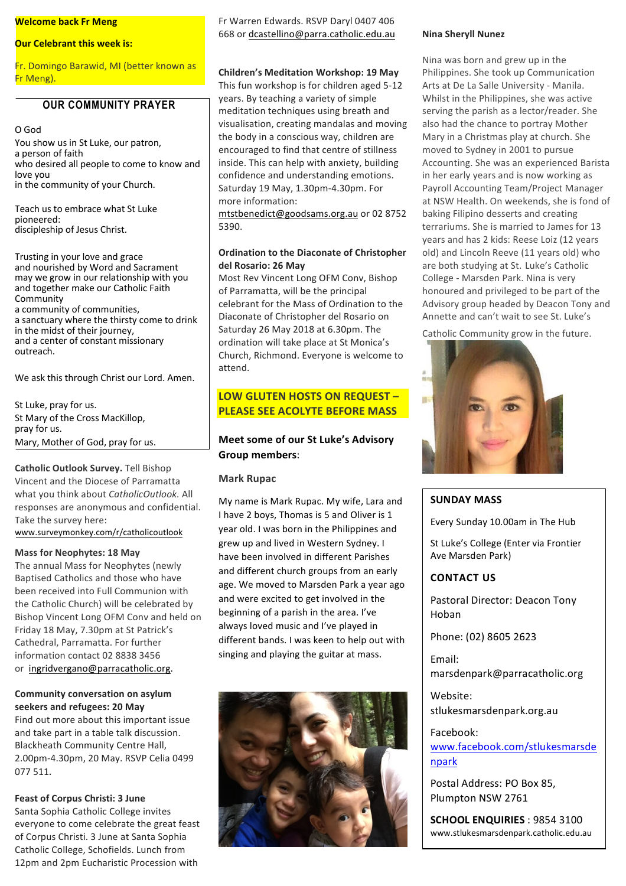**Welcome back Fr Meng**

**Our Celebrant this week is:**

Fr. Domingo Barawid, MI (better known as Fr Meng).

## OUR COMMUNITY PRAYER

O God
You show us in St Luke, our patron,
a person of faith
who desired all people to come to know and love you
in the community of your Church.

Teach us to embrace what St Luke pioneered:
discipleship of Jesus Christ.

Trusting in your love and grace
and nourished by Word and Sacrament
may we grow in our relationship with you
and together make our Catholic Faith Community
a community of communities,
a sanctuary where the thirsty come to drink
in the midst of their journey,
and a center of constant missionary outreach.

We ask this through Christ our Lord. Amen.

St Luke, pray for us.
St Mary of the Cross MacKillop,
pray for us.
Mary, Mother of God, pray for us.

**Catholic Outlook Survey.** Tell Bishop Vincent and the Diocese of Parramatta what you think about *CatholicOutlook.* All responses are anonymous and confidential. Take the survey here: www.surveymonkey.com/r/catholicoutlook

**Mass for Neophytes: 18 May**
The annual Mass for Neophytes (newly Baptised Catholics and those who have been received into Full Communion with the Catholic Church) will be celebrated by Bishop Vincent Long OFM Conv and held on Friday 18 May, 7.30pm at St Patrick's Cathedral, Parramatta. For further information contact 02 8838 3456 or ingridvergano@parracatholic.org.

**Community conversation on asylum seekers and refugees: 20 May**
Find out more about this important issue and take part in a table talk discussion. Blackheath Community Centre Hall, 2.00pm-4.30pm, 20 May. RSVP Celia 0499 077 511.

**Feast of Corpus Christi: 3 June**
Santa Sophia Catholic College invites everyone to come celebrate the great feast of Corpus Christi. 3 June at Santa Sophia Catholic College, Schofields. Lunch from 12pm and 2pm Eucharistic Procession with Fr Warren Edwards. RSVP Daryl 0407 406 668 or dcastellino@parra.catholic.edu.au

**Children's Meditation Workshop: 19 May**
This fun workshop is for children aged 5-12 years. By teaching a variety of simple meditation techniques using breath and visualisation, creating mandalas and moving the body in a conscious way, children are encouraged to find that centre of stillness inside. This can help with anxiety, building confidence and understanding emotions. Saturday 19 May, 1.30pm-4.30pm. For more information: mtstbenedict@goodsams.org.au or 02 8752 5390.

**Ordination to the Diaconate of Christopher del Rosario: 26 May**
Most Rev Vincent Long OFM Conv, Bishop of Parramatta, will be the principal celebrant for the Mass of Ordination to the Diaconate of Christopher del Rosario on Saturday 26 May 2018 at 6.30pm. The ordination will take place at St Monica's Church, Richmond. Everyone is welcome to attend.

**LOW GLUTEN HOSTS ON REQUEST – PLEASE SEE ACOLYTE BEFORE MASS**

**Meet some of our St Luke's Advisory Group members**:

**Mark Rupac**

My name is Mark Rupac. My wife, Lara and I have 2 boys, Thomas is 5 and Oliver is 1 year old. I was born in the Philippines and grew up and lived in Western Sydney. I have been involved in different Parishes and different church groups from an early age. We moved to Marsden Park a year ago and were excited to get involved in the beginning of a parish in the area. I've always loved music and I've played in different bands. I was keen to help out with singing and playing the guitar at mass.

**Nina Sheryll Nunez**

Nina was born and grew up in the Philippines. She took up Communication Arts at De La Salle University - Manila. Whilst in the Philippines, she was active serving the parish as a lector/reader. She also had the chance to portray Mother Mary in a Christmas play at church. She moved to Sydney in 2001 to pursue Accounting. She was an experienced Barista in her early years and is now working as Payroll Accounting Team/Project Manager at NSW Health. On weekends, she is fond of baking Filipino desserts and creating terrariums. She is married to James for 13 years and has 2 kids: Reese Loiz (12 years old) and Lincoln Reeve (11 years old) who are both studying at St. Luke's Catholic College - Marsden Park. Nina is very honoured and privileged to be part of the Advisory group headed by Deacon Tony and Annette and can't wait to see St. Luke's Catholic Community grow in the future.

**SUNDAY MASS**

Every Sunday 10.00am in The Hub

St Luke's College (Enter via Frontier Ave Marsden Park)

**CONTACT US**

Pastoral Director: Deacon Tony Hoban

Phone: (02) 8605 2623

Email: marsdenpark@parracatholic.org

Website: stlukesmarsdenpark.org.au

Facebook: www.facebook.com/stlukesmarsdenpark

Postal Address: PO Box 85, Plumpton NSW 2761

**SCHOOL ENQUIRIES** : 9854 3100
www.stlukesmarsdenpark.catholic.edu.au